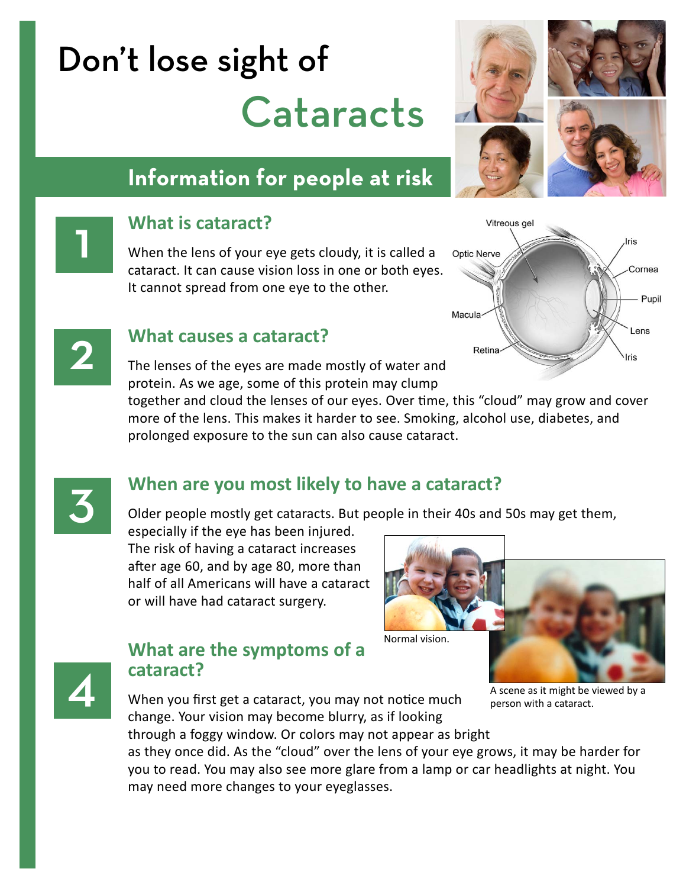# Don't lose sight of Cataracts

## Information for people at risk

### 1 What is cataract?

When the lens of your eye gets cloudy, it is called a cataract. It can cause vision loss in one or both eyes. It cannot spread from one eye to the other.

### 2 What causes a cataract?

The lenses of the eyes are made mostly of water and protein. As we age, some of this protein may clump together and cloud the lenses of our eyes. Over time, this "cloud" may grow and cover more of the lens. This makes it harder to see. Smoking, alcohol use, diabetes, and prolonged exposure to the sun can also cause cataract.

### 3 When are you most likely to have a cataract?

Older people mostly get cataracts. But people in their 40s and 50s may get them, especially if the eye has been injured. The risk of having a cataract increases after age 60, and by age 80, more than half of all Americans will have a cataract or will have had cataract surgery.

Normal vision.

A scene as it might be viewed by a person with a cataract.

### 4 What are the symptoms of a cataract?

When you first get a cataract, you may not notice much change. Your vision may become blurry, as if looking through a foggy window. Or colors may not appear as bright as they once did. As the "cloud" over the lens of your eye grows, it may be harder for you to read. You may also see more glare from a lamp or car headlights at night. You may need more changes to your eyeglasses.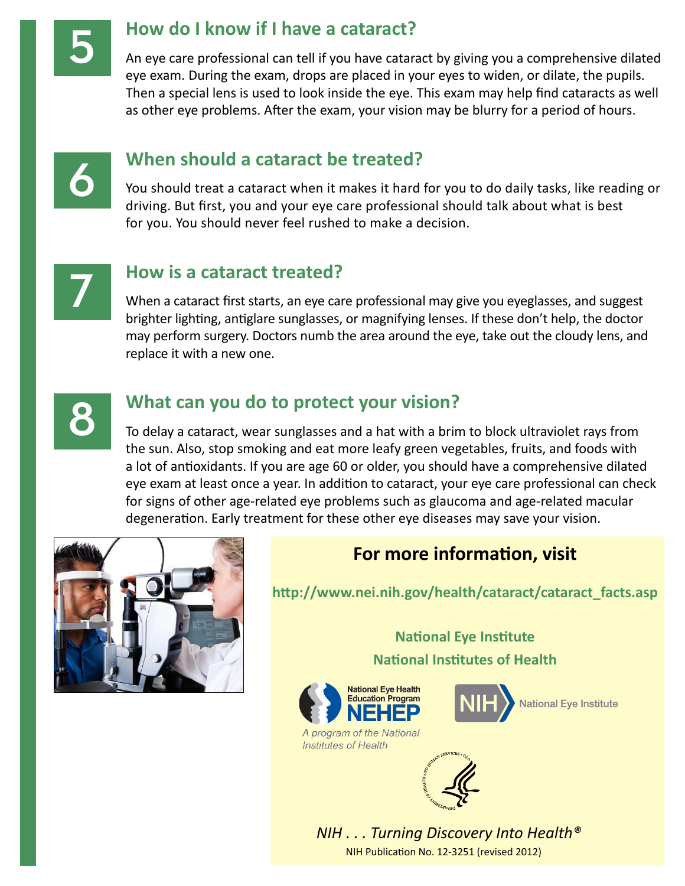## 5 How do I know if I have a cataract?

An eye care professional can tell if you have cataract by giving you a comprehensive dilated eye exam. During the exam, drops are placed in your eyes to widen, or dilate, the pupils. Then a special lens is used to look inside the eye. This exam may help find cataracts as well as other eye problems. After the exam, your vision may be blurry for a period of hours.

## 6 When should a cataract be treated?

You should treat a cataract when it makes it hard for you to do daily tasks, like reading or driving. But first, you and your eye care professional should talk about what is best for you. You should never feel rushed to make a decision.

## 7 How is a cataract treated?

When a cataract first starts, an eye care professional may give you eyeglasses, and suggest brighter lighting, antiglare sunglasses, or magnifying lenses. If these don't help, the doctor may perform surgery. Doctors numb the area around the eye, take out the cloudy lens, and replace it with a new one.

## 8 What can you do to protect your vision?

To delay a cataract, wear sunglasses and a hat with a brim to block ultraviolet rays from the sun. Also, stop smoking and eat more leafy green vegetables, fruits, and foods with a lot of antioxidants. If you are age 60 or older, you should have a comprehensive dilated eye exam at least once a year. In addition to cataract, your eye care professional can check for signs of other age-related eye problems such as glaucoma and age-related macular degeneration. Early treatment for these other eye diseases may save your vision.

**For more information, visit**

**http://www.nei.nih.gov/health/cataract/cataract_facts.asp**

**National Eye Institute**

**National Institutes of Health**

National Eye Health Education Program NEHEP

*A program of the National Institutes of Health*

NIH National Eye Institute

*NIH . . . Turning Discovery Into Health®*

NIH Publication No. 12-3251 (revised 2012)